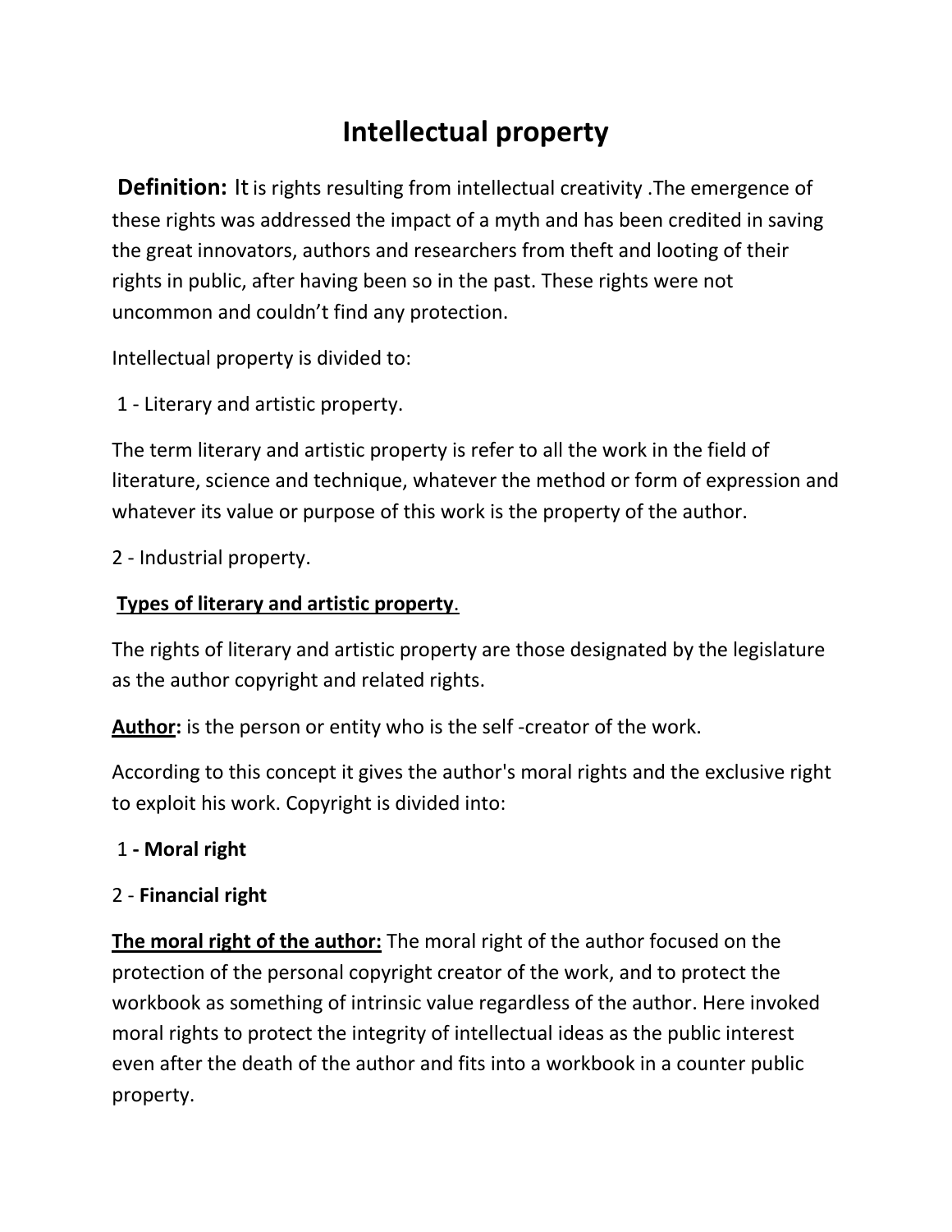# Intellectual property

**Definition:** It is rights resulting from intellectual creativity .The emergence of these rights was addressed the impact of a myth and has been credited in saving the great innovators, authors and researchers from theft and looting of their rights in public, after having been so in the past. These rights were not uncommon and couldn't find any protection.

Intellectual property is divided to:

1 - Literary and artistic property.

The term literary and artistic property is refer to all the work in the field of literature, science and technique, whatever the method or form of expression and whatever its value or purpose of this work is the property of the author.

2 - Industrial property.

**Types of literary and artistic property**.

The rights of literary and artistic property are those designated by the legislature as the author copyright and related rights.

**Author:** is the person or entity who is the self -creator of the work.

According to this concept it gives the author's moral rights and the exclusive right to exploit his work. Copyright is divided into:

1 **- Moral right**

2 - **Financial right**

**The moral right of the author:** The moral right of the author focused on the protection of the personal copyright creator of the work, and to protect the workbook as something of intrinsic value regardless of the author. Here invoked moral rights to protect the integrity of intellectual ideas as the public interest even after the death of the author and fits into a workbook in a counter public property.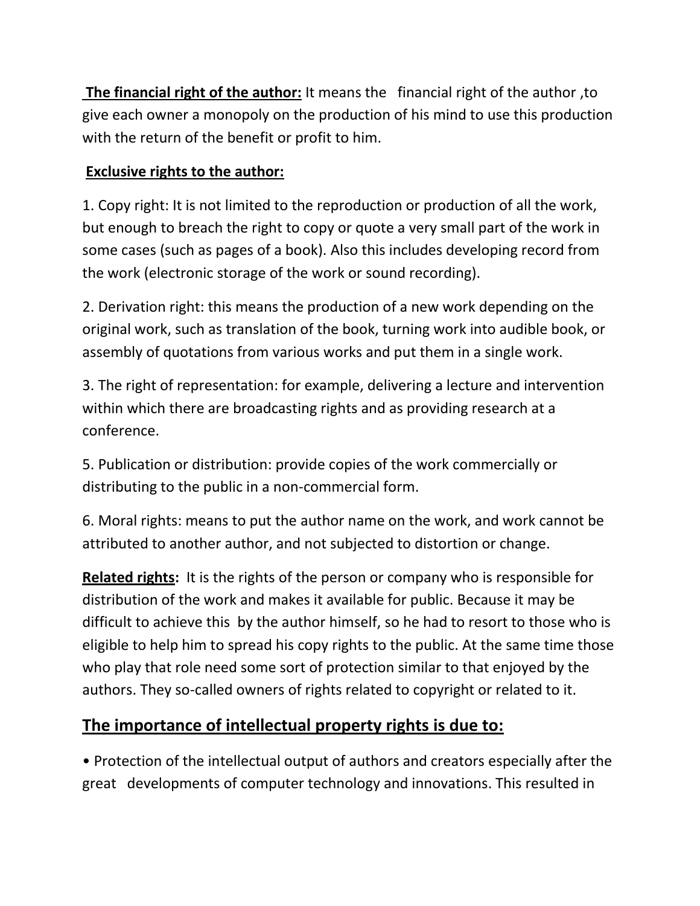**The financial right of the author:** It means the financial right of the author ,to give each owner a monopoly on the production of his mind to use this production with the return of the benefit or profit to him.

**Exclusive rights to the author:**

1. Copy right: It is not limited to the reproduction or production of all the work, but enough to breach the right to copy or quote a very small part of the work in some cases (such as pages of a book). Also this includes developing record from the work (electronic storage of the work or sound recording).

2. Derivation right: this means the production of a new work depending on the original work, such as translation of the book, turning work into audible book, or assembly of quotations from various works and put them in a single work.

3. The right of representation: for example, delivering a lecture and intervention within which there are broadcasting rights and as providing research at a conference.

5. Publication or distribution: provide copies of the work commercially or distributing to the public in a non-commercial form.

6. Moral rights: means to put the author name on the work, and work cannot be attributed to another author, and not subjected to distortion or change.

**Related rights:** It is the rights of the person or company who is responsible for distribution of the work and makes it available for public. Because it may be difficult to achieve this by the author himself, so he had to resort to those who is eligible to help him to spread his copy rights to the public. At the same time those who play that role need some sort of protection similar to that enjoyed by the authors. They so-called owners of rights related to copyright or related to it.

## The importance of intellectual property rights is due to:

• Protection of the intellectual output of authors and creators especially after the great developments of computer technology and innovations. This resulted in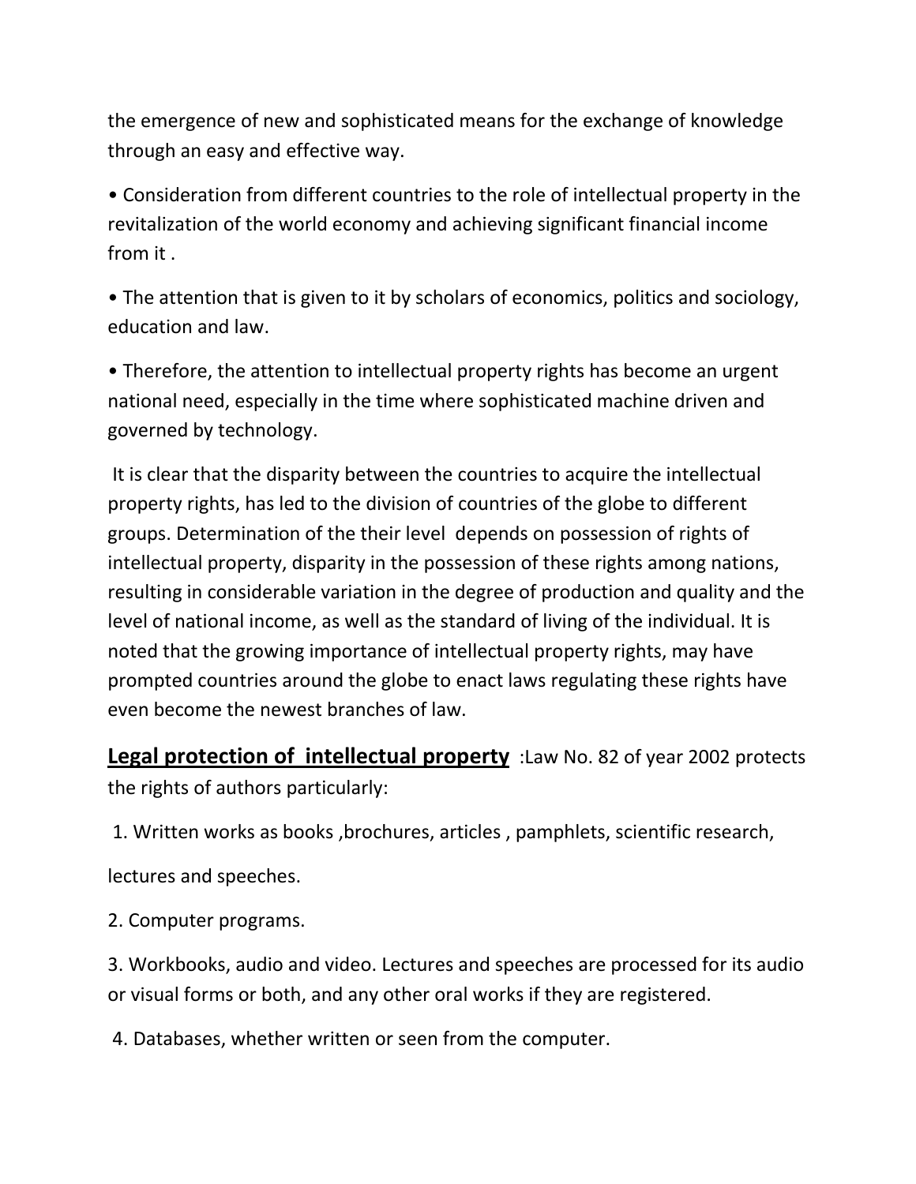the emergence of new and sophisticated means for the exchange of knowledge through an easy and effective way.

- Consideration from different countries to the role of intellectual property in the revitalization of the world economy and achieving significant financial income from it .
- The attention that is given to it by scholars of economics, politics and sociology, education and law.
- Therefore, the attention to intellectual property rights has become an urgent national need, especially in the time where sophisticated machine driven and governed by technology.

It is clear that the disparity between the countries to acquire the intellectual property rights, has led to the division of countries of the globe to different groups. Determination of the their level depends on possession of rights of intellectual property, disparity in the possession of these rights among nations, resulting in considerable variation in the degree of production and quality and the level of national income, as well as the standard of living of the individual. It is noted that the growing importance of intellectual property rights, may have prompted countries around the globe to enact laws regulating these rights have even become the newest branches of law.

**<u>Legal protection of intellectual property</u>** :Law No. 82 of year 2002 protects the rights of authors particularly:

1. Written works as books ,brochures, articles , pamphlets, scientific research, lectures and speeches.
2. Computer programs.
3. Workbooks, audio and video. Lectures and speeches are processed for its audio or visual forms or both, and any other oral works if they are registered.
4. Databases, whether written or seen from the computer.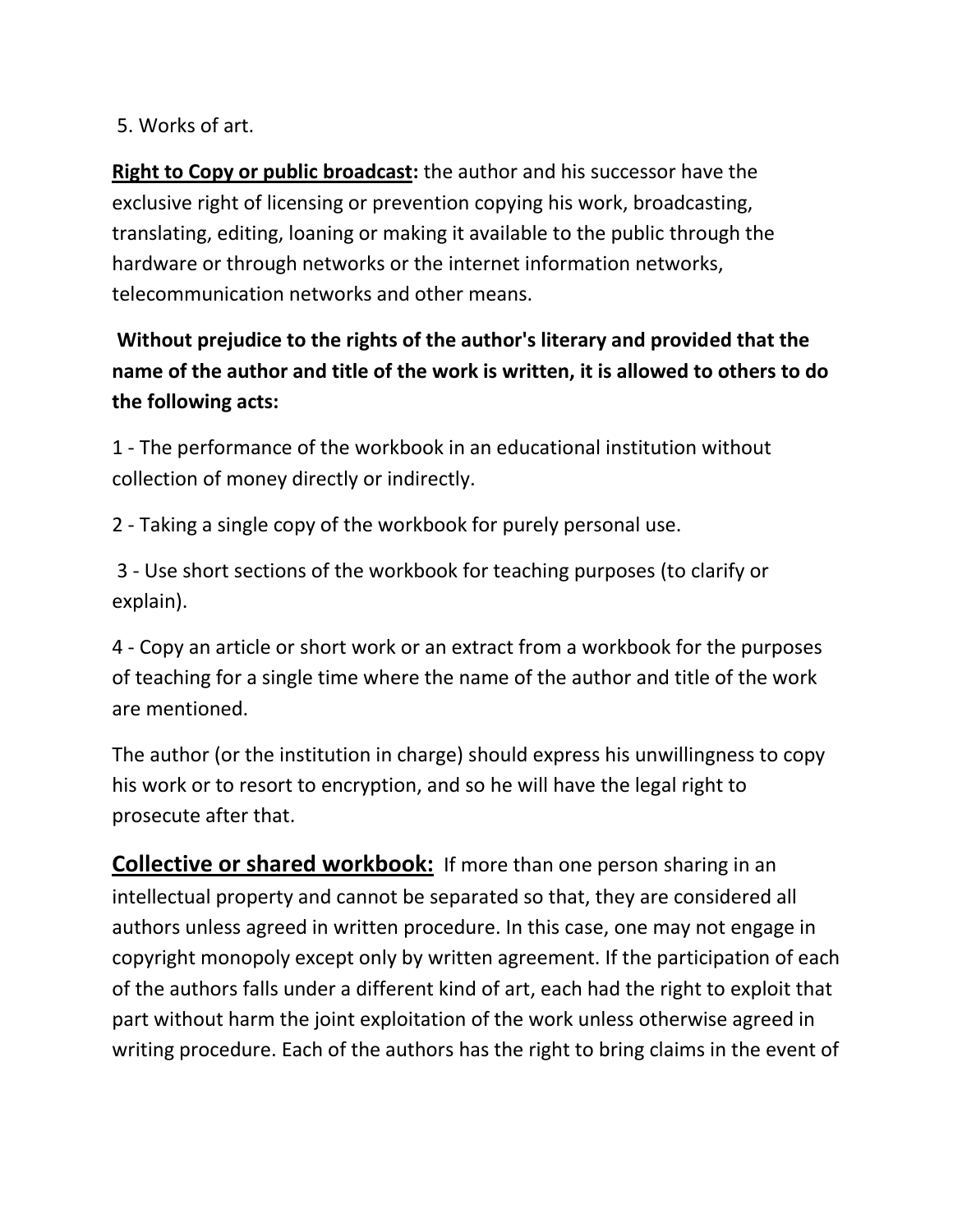5. Works of art.

**Right to Copy or public broadcast:** the author and his successor have the exclusive right of licensing or prevention copying his work, broadcasting, translating, editing, loaning or making it available to the public through the hardware or through networks or the internet information networks, telecommunication networks and other means.

**Without prejudice to the rights of the author's literary and provided that the name of the author and title of the work is written, it is allowed to others to do the following acts:**

1 - The performance of the workbook in an educational institution without collection of money directly or indirectly.

2 - Taking a single copy of the workbook for purely personal use.

3 - Use short sections of the workbook for teaching purposes (to clarify or explain).

4 - Copy an article or short work or an extract from a workbook for the purposes of teaching for a single time where the name of the author and title of the work are mentioned.

The author (or the institution in charge) should express his unwillingness to copy his work or to resort to encryption, and so he will have the legal right to prosecute after that.

**Collective or shared workbook:** If more than one person sharing in an intellectual property and cannot be separated so that, they are considered all authors unless agreed in written procedure. In this case, one may not engage in copyright monopoly except only by written agreement. If the participation of each of the authors falls under a different kind of art, each had the right to exploit that part without harm the joint exploitation of the work unless otherwise agreed in writing procedure. Each of the authors has the right to bring claims in the event of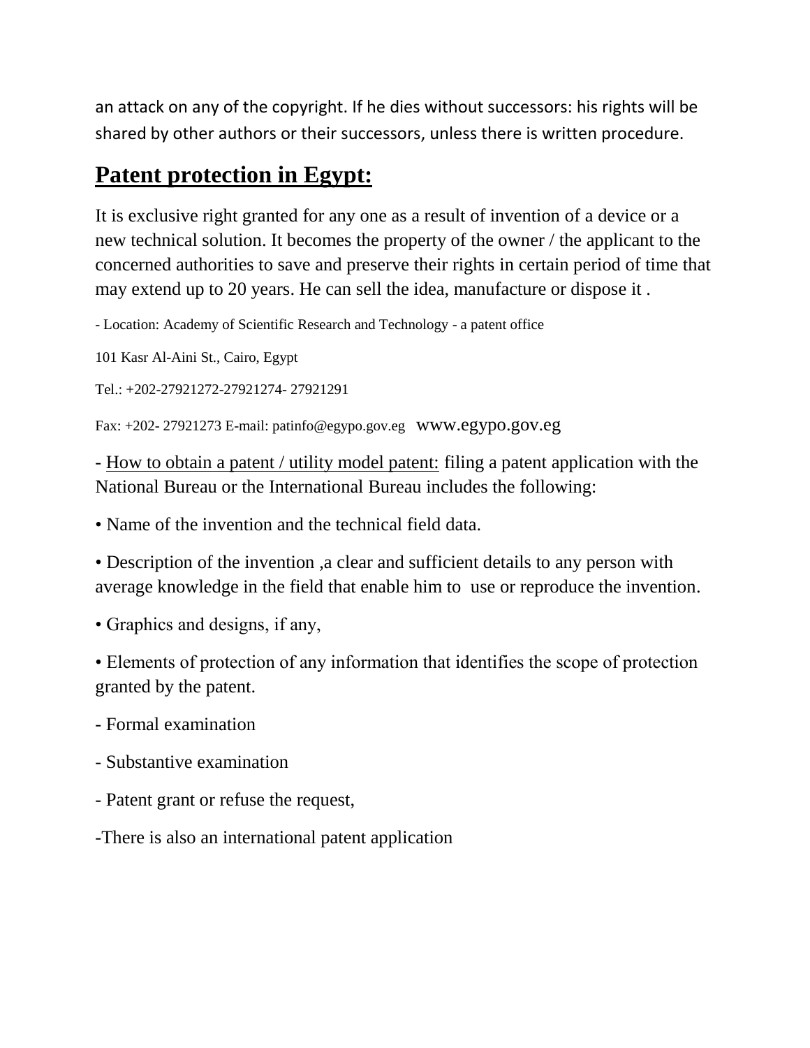an attack on any of the copyright. If he dies without successors: his rights will be shared by other authors or their successors, unless there is written procedure.

## Patent protection in Egypt:

It is exclusive right granted for any one as a result of invention of a device or a new technical solution. It becomes the property of the owner / the applicant to the concerned authorities to save and preserve their rights in certain period of time that may extend up to 20 years. He can sell the idea, manufacture or dispose it .

- Location: Academy of Scientific Research and Technology - a patent office

101 Kasr Al-Aini St., Cairo, Egypt

Tel.: +202-27921272-27921274- 27921291

Fax: +202- 27921273 E-mail: patinfo@egypo.gov.eg www.egypo.gov.eg

- How to obtain a patent / utility model patent: filing a patent application with the National Bureau or the International Bureau includes the following:

• Name of the invention and the technical field data.

• Description of the invention ,a clear and sufficient details to any person with average knowledge in the field that enable him to use or reproduce the invention.

• Graphics and designs, if any,

• Elements of protection of any information that identifies the scope of protection granted by the patent.

- Formal examination

- Substantive examination

- Patent grant or refuse the request,

-There is also an international patent application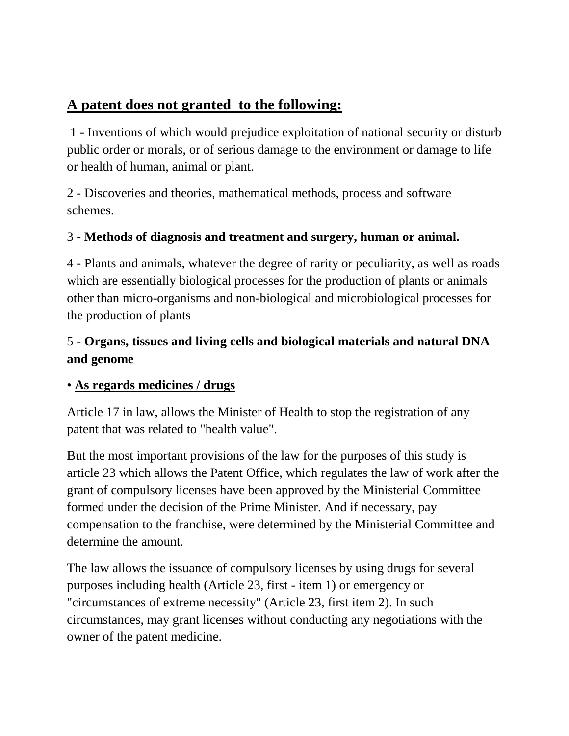## <u>A patent does not granted to the following:</u>

1 - Inventions of which would prejudice exploitation of national security or disturb public order or morals, or of serious damage to the environment or damage to life or health of human, animal or plant.

2 - Discoveries and theories, mathematical methods, process and software schemes.

3 **- Methods of diagnosis and treatment and surgery, human or animal.**

4 - Plants and animals, whatever the degree of rarity or peculiarity, as well as roads which are essentially biological processes for the production of plants or animals other than micro-organisms and non-biological and microbiological processes for the production of plants

5 - **Organs, tissues and living cells and biological materials and natural DNA and genome**

• **<u>As regards medicines / drugs</u>**

Article 17 in law, allows the Minister of Health to stop the registration of any patent that was related to "health value".

But the most important provisions of the law for the purposes of this study is article 23 which allows the Patent Office, which regulates the law of work after the grant of compulsory licenses have been approved by the Ministerial Committee formed under the decision of the Prime Minister. And if necessary, pay compensation to the franchise, were determined by the Ministerial Committee and determine the amount.

The law allows the issuance of compulsory licenses by using drugs for several purposes including health (Article 23, first - item 1) or emergency or "circumstances of extreme necessity" (Article 23, first item 2). In such circumstances, may grant licenses without conducting any negotiations with the owner of the patent medicine.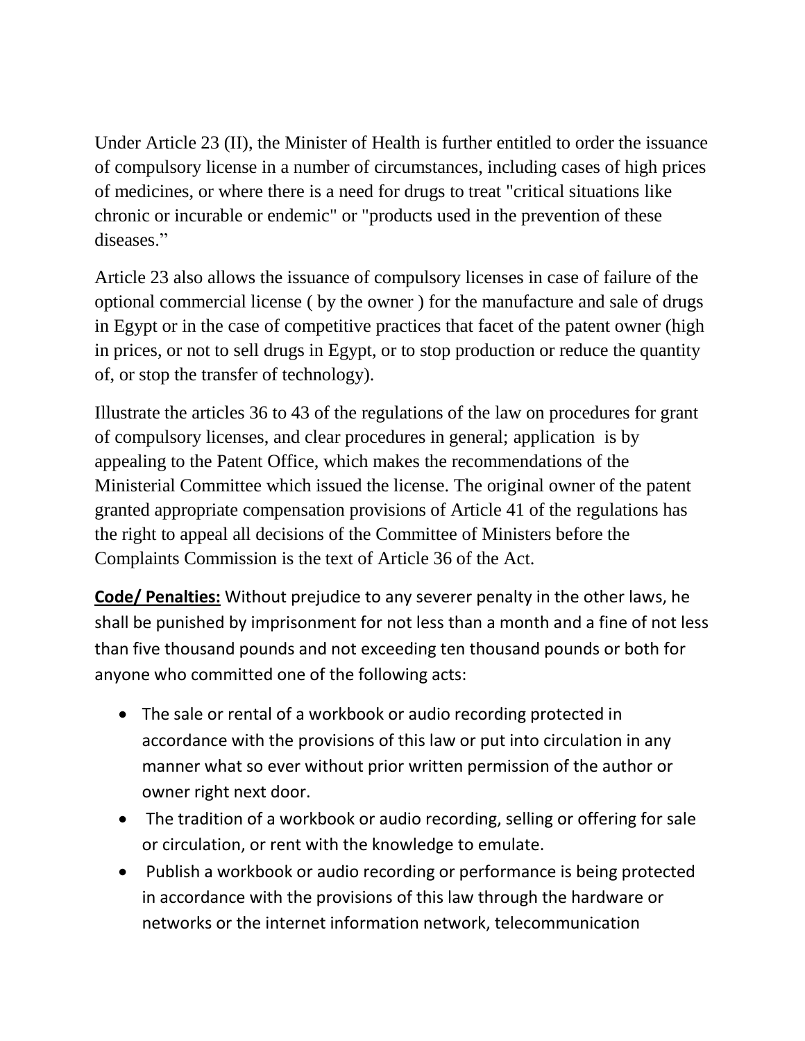Under Article 23 (II), the Minister of Health is further entitled to order the issuance of compulsory license in a number of circumstances, including cases of high prices of medicines, or where there is a need for drugs to treat "critical situations like chronic or incurable or endemic" or "products used in the prevention of these diseases."

Article 23 also allows the issuance of compulsory licenses in case of failure of the optional commercial license ( by the owner ) for the manufacture and sale of drugs in Egypt or in the case of competitive practices that facet of the patent owner (high in prices, or not to sell drugs in Egypt, or to stop production or reduce the quantity of, or stop the transfer of technology).

Illustrate the articles 36 to 43 of the regulations of the law on procedures for grant of compulsory licenses, and clear procedures in general; application is by appealing to the Patent Office, which makes the recommendations of the Ministerial Committee which issued the license. The original owner of the patent granted appropriate compensation provisions of Article 41 of the regulations has the right to appeal all decisions of the Committee of Ministers before the Complaints Commission is the text of Article 36 of the Act.

**Code/ Penalties:** Without prejudice to any severer penalty in the other laws, he shall be punished by imprisonment for not less than a month and a fine of not less than five thousand pounds and not exceeding ten thousand pounds or both for anyone who committed one of the following acts:

- The sale or rental of a workbook or audio recording protected in accordance with the provisions of this law or put into circulation in any manner what so ever without prior written permission of the author or owner right next door.
- The tradition of a workbook or audio recording, selling or offering for sale or circulation, or rent with the knowledge to emulate.
- Publish a workbook or audio recording or performance is being protected in accordance with the provisions of this law through the hardware or networks or the internet information network, telecommunication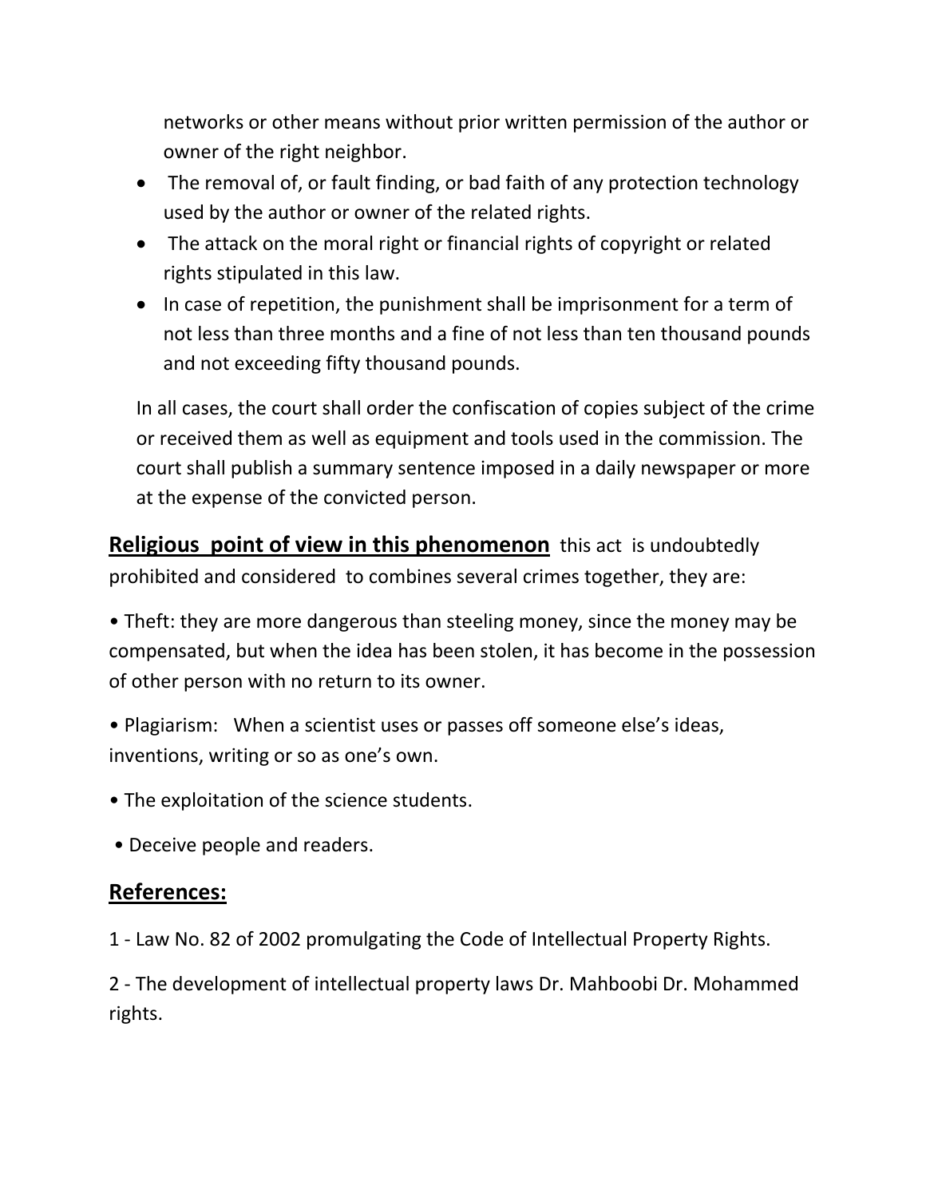networks or other means without prior written permission of the author or owner of the right neighbor.

- The removal of, or fault finding, or bad faith of any protection technology used by the author or owner of the related rights.
- The attack on the moral right or financial rights of copyright or related rights stipulated in this law.
- In case of repetition, the punishment shall be imprisonment for a term of not less than three months and a fine of not less than ten thousand pounds and not exceeding fifty thousand pounds.

In all cases, the court shall order the confiscation of copies subject of the crime or received them as well as equipment and tools used in the commission. The court shall publish a summary sentence imposed in a daily newspaper or more at the expense of the convicted person.

**Religious point of view in this phenomenon** this act is undoubtedly prohibited and considered to combines several crimes together, they are:

• Theft: they are more dangerous than steeling money, since the money may be compensated, but when the idea has been stolen, it has become in the possession of other person with no return to its owner.

• Plagiarism: When a scientist uses or passes off someone else's ideas, inventions, writing or so as one's own.

• The exploitation of the science students.

• Deceive people and readers.

## References:

1 - Law No. 82 of 2002 promulgating the Code of Intellectual Property Rights.

2 - The development of intellectual property laws Dr. Mahboobi Dr. Mohammed rights.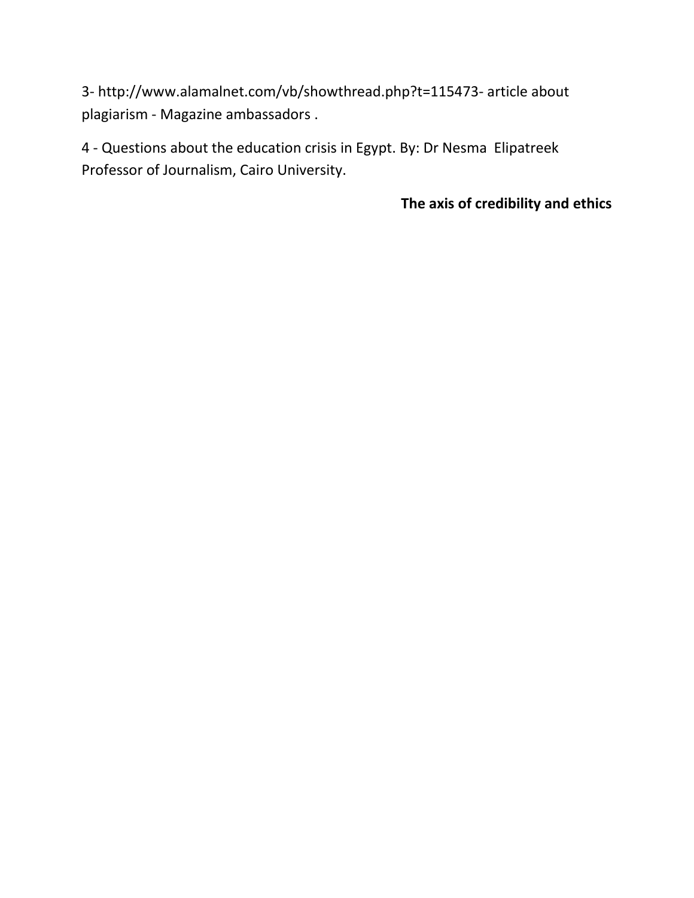3- http://www.alamalnet.com/vb/showthread.php?t=115473- article about plagiarism - Magazine ambassadors .

4 - Questions about the education crisis in Egypt. By: Dr Nesma Elipatreek Professor of Journalism, Cairo University.

**The axis of credibility and ethics**